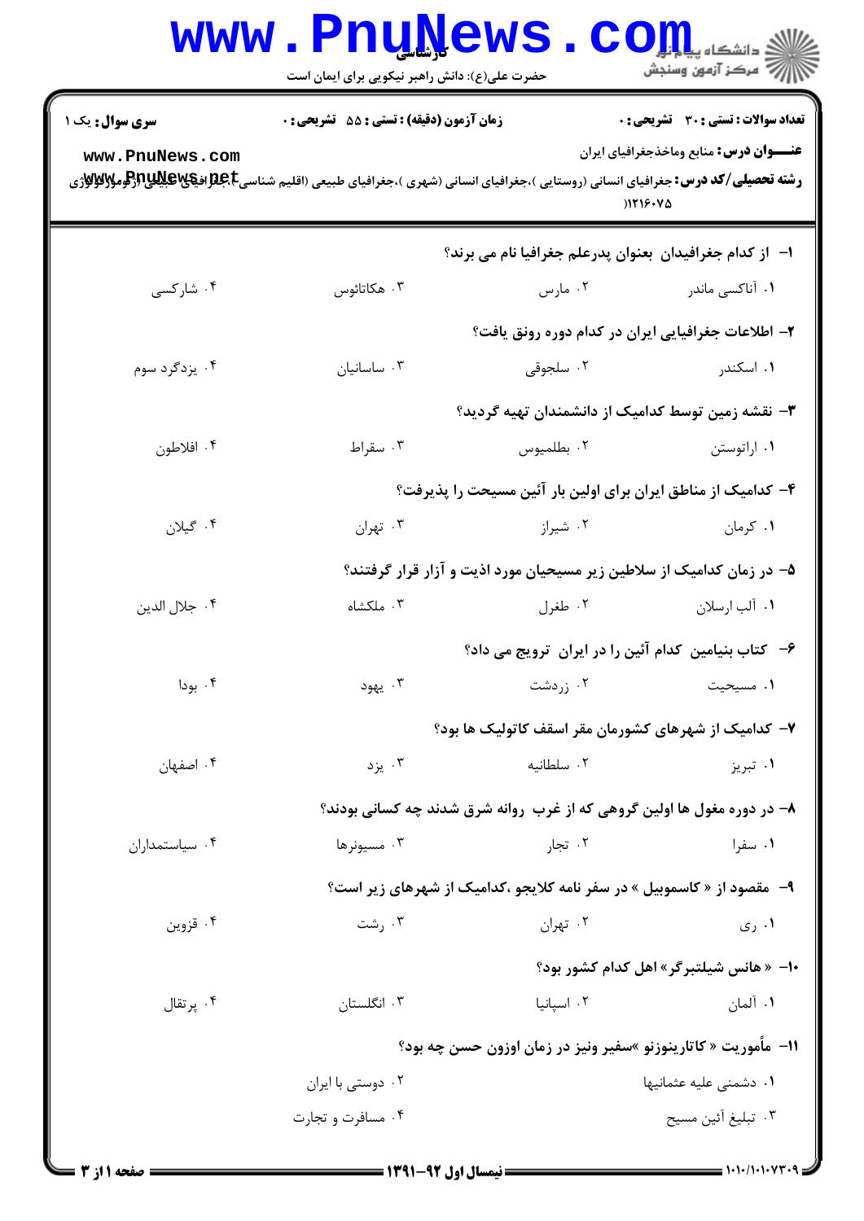کارشناسی

حضرت علی(ع): دانش راهبر نیکویی برای ایمان است

**سری سوال:** یک ۱ | **زمان آزمون (دقیقه) : تستی : ۵۵ تشریحی : ۰** | **تعداد سوالات : تستی : ۳۰ تشریحی : ۰**

**عنـــوان درس:** منابع وماخذجغرافیای ایران

**رشته تحصیلی/کد درس:** جغرافیای انسانی (روستایی )،جغرافیای انسانی (شهری )،جغرافیای طبیعی (اقلیم شناسی)،جغرافیای طبیعی (ژئومورفولوژی )۱۲۱۶۰۷۵

۱- از کدام جغرافیدان بعنوان پدرعلم جغرافیا نام می برند؟

۱. آناکسی ماندر ۲. مارس ۳. هکاتائوس ۴. شارکسی

۲- اطلاعات جغرافیایی ایران در کدام دوره رونق یافت؟

۱. اسکندر ۲. سلجوقی ۳. ساسانیان ۴. یزدگرد سوم

۳- نقشه زمین توسط کدامیک از دانشمندان تهیه گردید؟

۱. اراتوستن ۲. بطلمیوس ۳. سقراط ۴. افلاطون

۴- کدامیک از مناطق ایران برای اولین بار آئین مسیحت را پذیرفت؟

۱. کرمان ۲. شیراز ۳. تهران ۴. گیلان

۵- در زمان کدامیک از سلاطین زیر مسیحیان مورد اذیت و آزار قرار گرفتند؟

۱. آلب ارسلان ۲. طغرل ۳. ملکشاه ۴. جلال الدین

۶- کتاب بنیامین کدام آئین را در ایران ترویج می داد؟

۱. مسیحیت ۲. زردشت ۳. یهود ۴. بودا

۷- کدامیک از شهرهای کشورمان مقر اسقف کاتولیک ها بود؟

۱. تبریز ۲. سلطانیه ۳. یزد ۴. اصفهان

۸- در دوره مغول ها اولین گروهی که از غرب روانه شرق شدند چه کسانی بودند؟

۱. سفرا ۲. تجار ۳. مسیونرها ۴. سیاستمداران

۹- مقصود از « کاسموبیل » در سفر نامه کلایجو ،کدامیک از شهرهای زیر است؟

۱. ری ۲. تهران ۳. رشت ۴. قزوین

۱۰- « هانس شیلتبرگر» اهل کدام کشور بود؟

۱. آلمان ۲. اسپانیا ۳. انگلستان ۴. پرتقال

۱۱- مأموریت « کاتارینوزنو »سفیر ونیز در زمان اوزون حسن چه بود؟

۱. دشمنی علیه عثمانیها ۲. دوستی با ایران

۳. تبلیغ آئین مسیح ۴. مسافرت و تجارت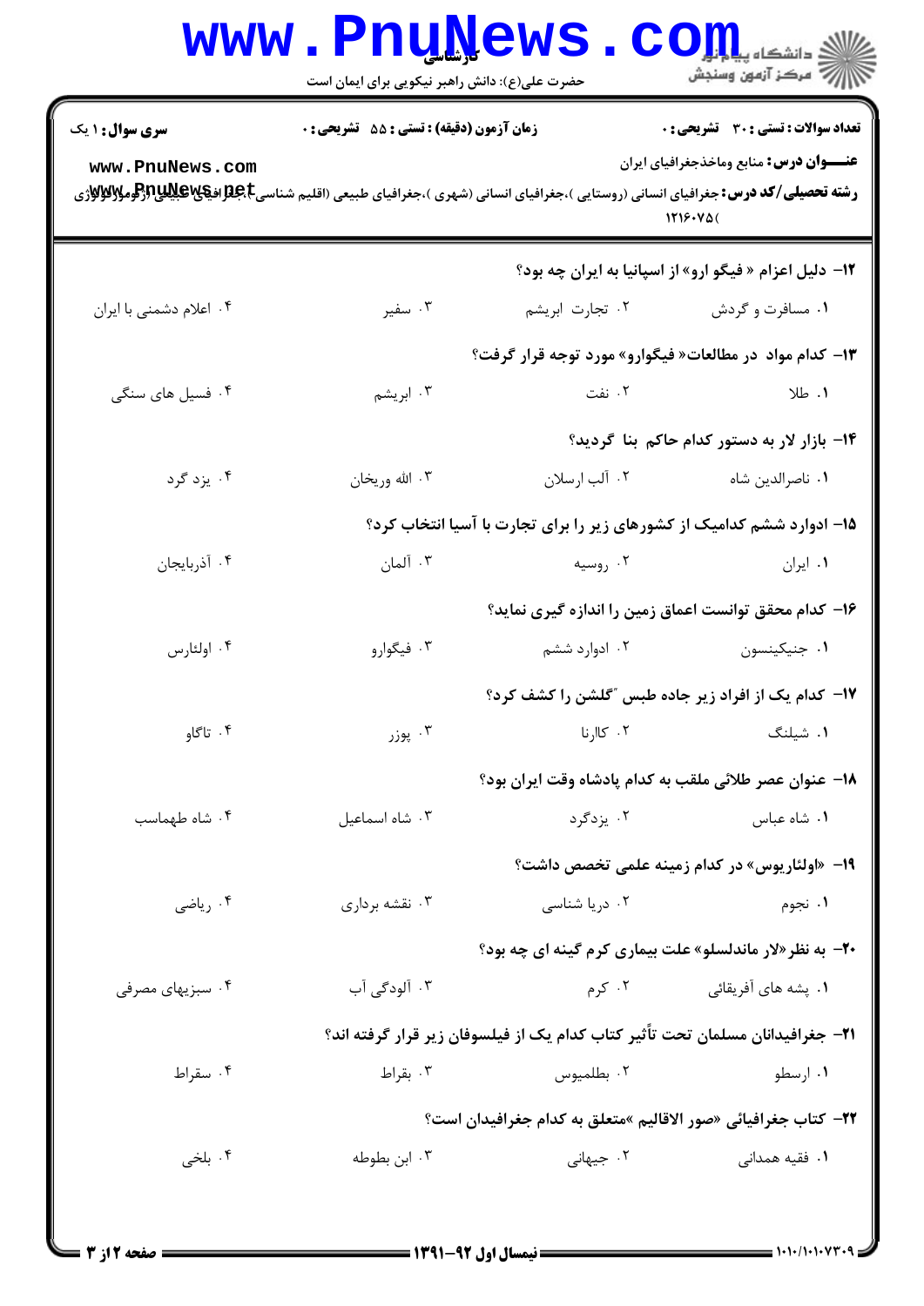۱۲- دلیل اعزام « فیگو ارو» از اسپانیا به ایران چه بود؟

۱. مسافرت و گردش
۲. تجارت ابریشم
۳. سفیر
۴. اعلام دشمنی با ایران

۱۳- کدام مواد در مطالعات« فیگوارو» مورد توجه قرار گرفت؟

۱. طلا
۲. نفت
۳. ابریشم
۴. فسیل های سنگی

۱۴- بازار لار به دستور کدام حاکم بنا گردید؟

۱. ناصرالدین شاه
۲. آلب ارسلان
۳. الله وریخان
۴. یزد گرد

۱۵- ادوارد ششم کدامیک از کشورهای زیر را برای تجارت با آسیا انتخاب کرد؟

۱. ایران
۲. روسیه
۳. آلمان
۴. آذربایجان

۱۶- کدام محقق توانست اعماق زمین را اندازه گیری نماید؟

۱. جنیکینسون
۲. ادوارد ششم
۳. فیگوارو
۴. اولئارس

۱۷- کدام یک از افراد زیر جاده طبس "گلشن را کشف کرد؟

۱. شیلنگ
۲. کالرنا
۳. پوزر
۴. تاگاو

۱۸- عنوان عصر طلائی ملقب به کدام پادشاه وقت ایران بود؟

۱. شاه عباس
۲. یزدگرد
۳. شاه اسماعیل
۴. شاه طهماسب

۱۹- «اولئاریوس» در کدام زمینه علمی تخصص داشت؟

۱. نجوم
۲. دریا شناسی
۳. نقشه برداری
۴. ریاضی

۲۰- به نظر«لار ماندلسلو» علت بیماری کرم گینه ای چه بود؟

۱. پشه های آفریقائی
۲. کرم
۳. آلودگی آب
۴. سبزیهای مصرفی

۲۱- جغرافیدانان مسلمان تحت تأثیر کتاب کدام یک از فیلسوفان زیر قرار گرفته اند؟

۱. ارسطو
۲. بطلمیوس
۳. بقراط
۴. سقراط

۲۲- کتاب جغرافیائی «صور الاقالیم »متعلق به کدام جغرافیدان است؟

۱. فقیه همدانی
۲. جیهانی
۳. ابن بطوطه
۴. بلخی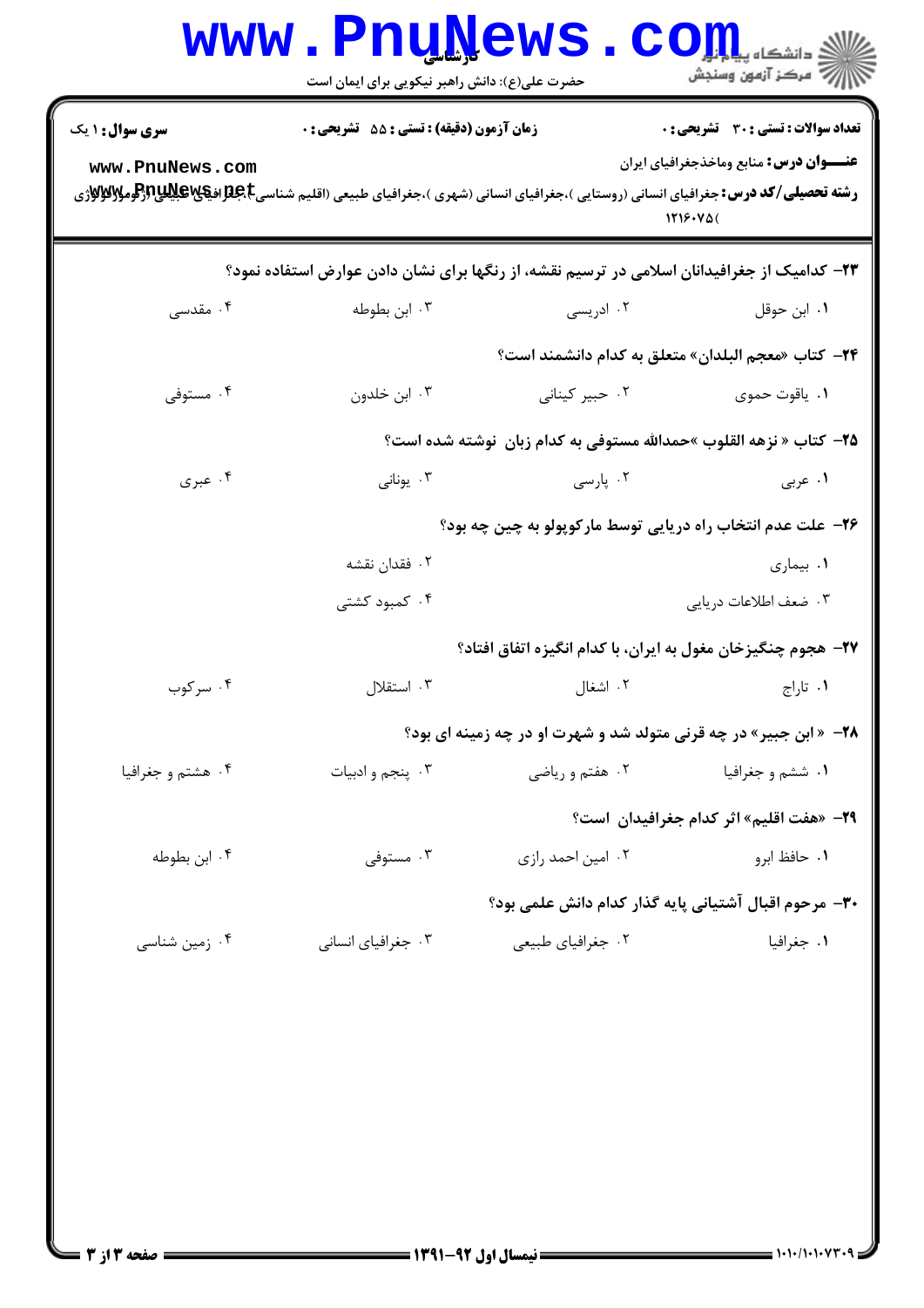۲۳- کدامیک از جغرافیدانان اسلامی در ترسیم نقشه، از رنگها برای نشان دادن عوارض استفاده نمود؟

۱. ابن حوقل
۲. ادریسی
۳. ابن بطوطه
۴. مقدسی

۲۴- کتاب «معجم البلدان» متعلق به کدام دانشمند است؟

۱. یاقوت حموی
۲. حبیر کینانی
۳. ابن خلدون
۴. مستوفی

۲۵- کتاب « نزهه القلوب »حمدالله مستوفی به کدام زبان نوشته شده است؟

۱. عربی
۲. پارسی
۳. یونانی
۴. عبری

۲۶- علت عدم انتخاب راه دریایی توسط مارکوپولو به چین چه بود؟

۱. بیماری
۲. فقدان نقشه
۳. ضعف اطلاعات دریایی
۴. کمبود کشتی

۲۷- هجوم چنگیزخان مغول به ایران، با کدام انگیزه اتفاق افتاد؟

۱. تاراج
۲. اشغال
۳. استقلال
۴. سرکوب

۲۸- « ابن جبیر» در چه قرنی متولد شد و شهرت او در چه زمینه ای بود؟

۱. ششم و جغرافیا
۲. هفتم و ریاضی
۳. پنجم و ادبیات
۴. هشتم و جغرافیا

۲۹- «هفت اقلیم» اثر کدام جغرافیدان است؟

۱. حافظ ابرو
۲. امین احمد رازی
۳. مستوفی
۴. ابن بطوطه

۳۰- مرحوم اقبال آشتیانی پایه گذار کدام دانش علمی بود؟

۱. جغرافیا
۲. جغرافیای طبیعی
۳. جغرافیای انسانی
۴. زمین شناسی